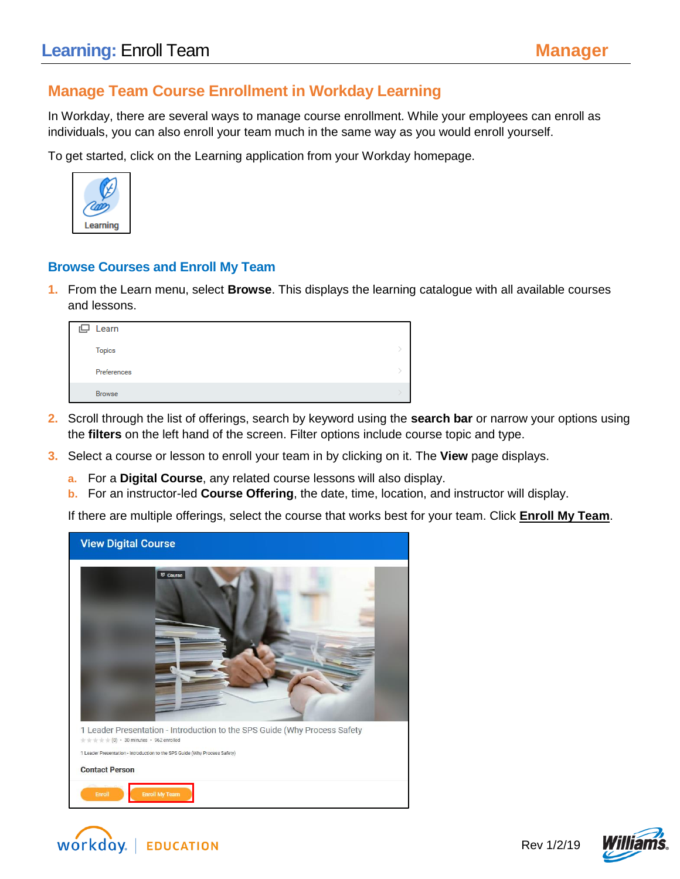# Learning: Enroll Team

## Manage Team Course Enrollment in Workday Learning

In Workday, there are several ways to manage course enrollment. While your employees can enroll as individuals, you can also enroll your team much in the same way as you would enroll yourself.

To get started, click on the Learning application from your Workday homepage.

### Browse Courses and Enroll My Team

1. From the Learn menu, select **Browse**. This displays the learning catalogue with all available courses and lessons.
2. Scroll through the list of offerings, search by keyword using the **search bar** or narrow your options using the **filters** on the left hand of the screen. Filter options include course topic and type.
3. Select a course or lesson to enroll your team in by clicking on it. The **View** page displays.
   a. For a **Digital Course**, any related course lessons will also display.
   b. For an instructor-led **Course Offering**, the date, time, location, and instructor will display.

   If there are multiple offerings, select the course that works best for your team. Click **Enroll My Team**.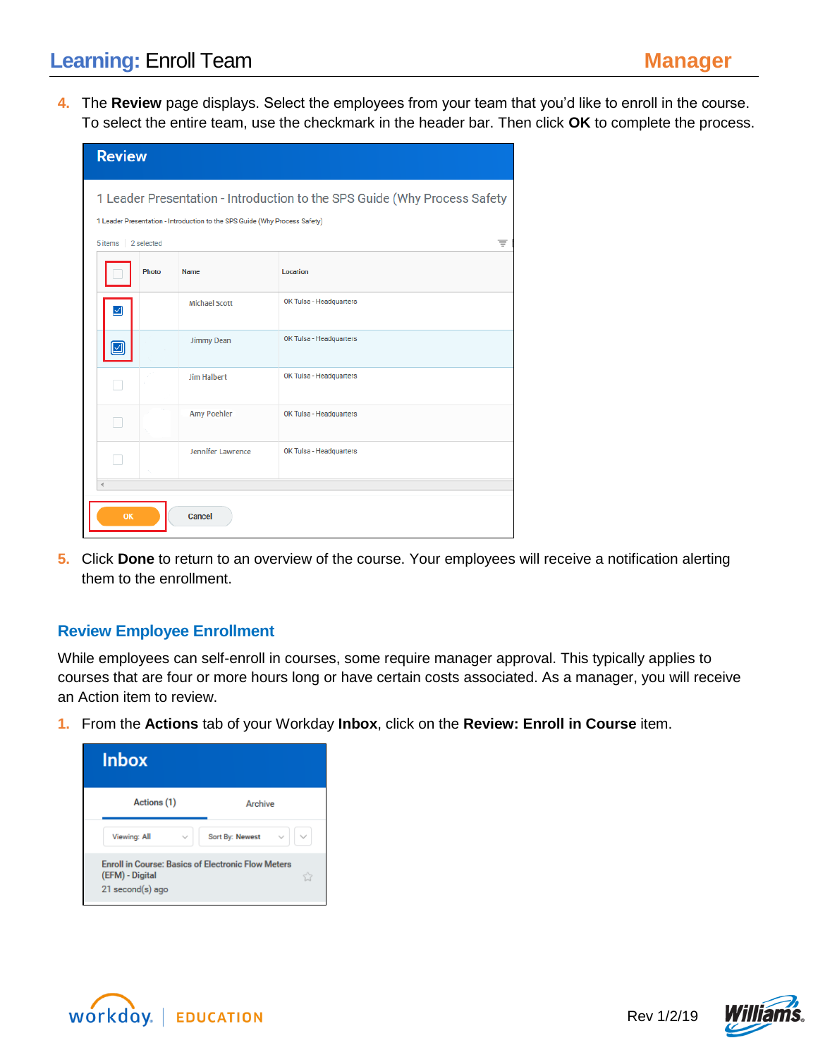4. The **Review** page displays. Select the employees from your team that you'd like to enroll in the course. To select the entire team, use the checkmark in the header bar. Then click **OK** to complete the process.

5. Click **Done** to return to an overview of the course. Your employees will receive a notification alerting them to the enrollment.

## Review Employee Enrollment

While employees can self-enroll in courses, some require manager approval. This typically applies to courses that are four or more hours long or have certain costs associated. As a manager, you will receive an Action item to review.

1. From the **Actions** tab of your Workday **Inbox**, click on the **Review: Enroll in Course** item.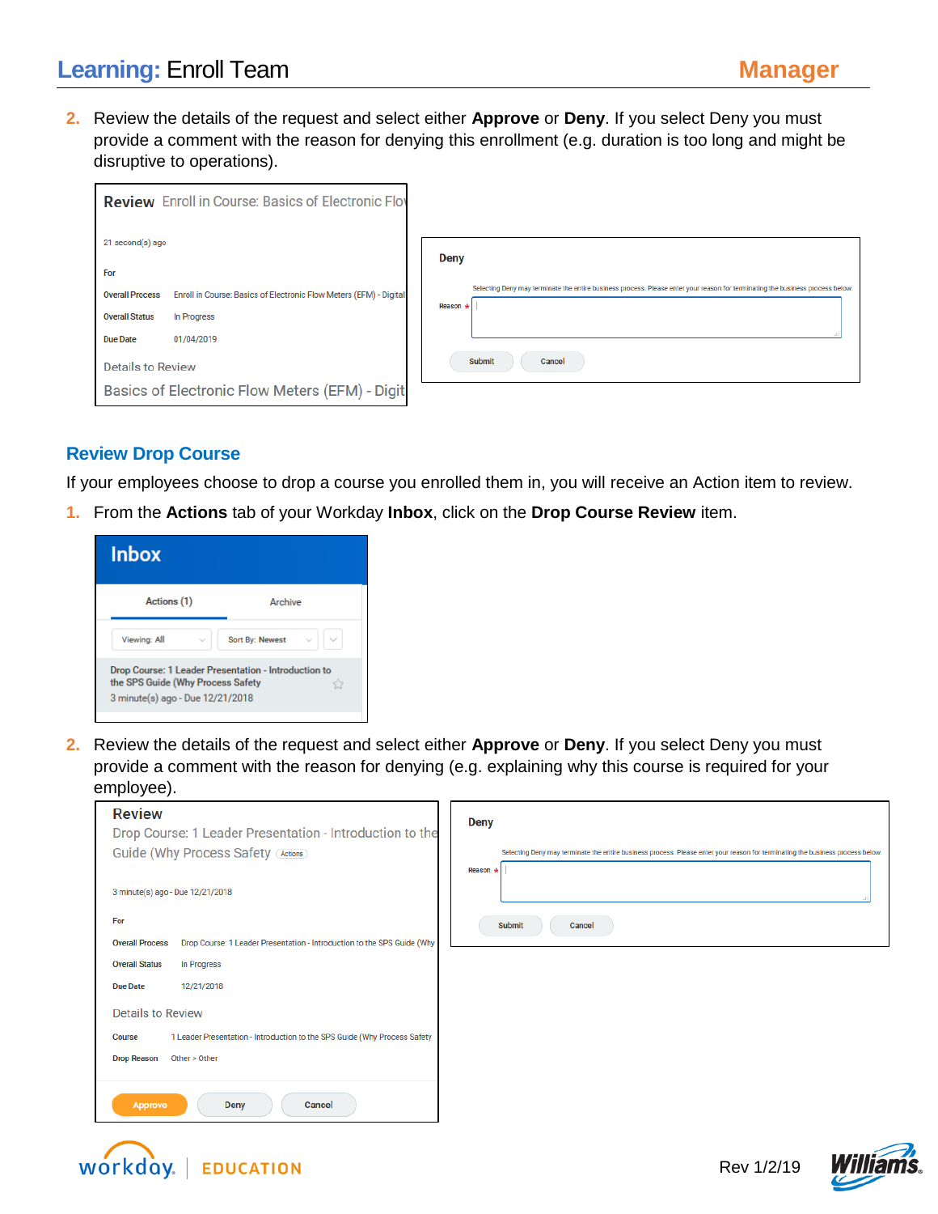2. Review the details of the request and select either **Approve** or **Deny**. If you select Deny you must provide a comment with the reason for denying this enrollment (e.g. duration is too long and might be disruptive to operations).

## Review Drop Course

If your employees choose to drop a course you enrolled them in, you will receive an Action item to review.

1. From the **Actions** tab of your Workday **Inbox**, click on the **Drop Course Review** item.

2. Review the details of the request and select either **Approve** or **Deny**. If you select Deny you must provide a comment with the reason for denying (e.g. explaining why this course is required for your employee).